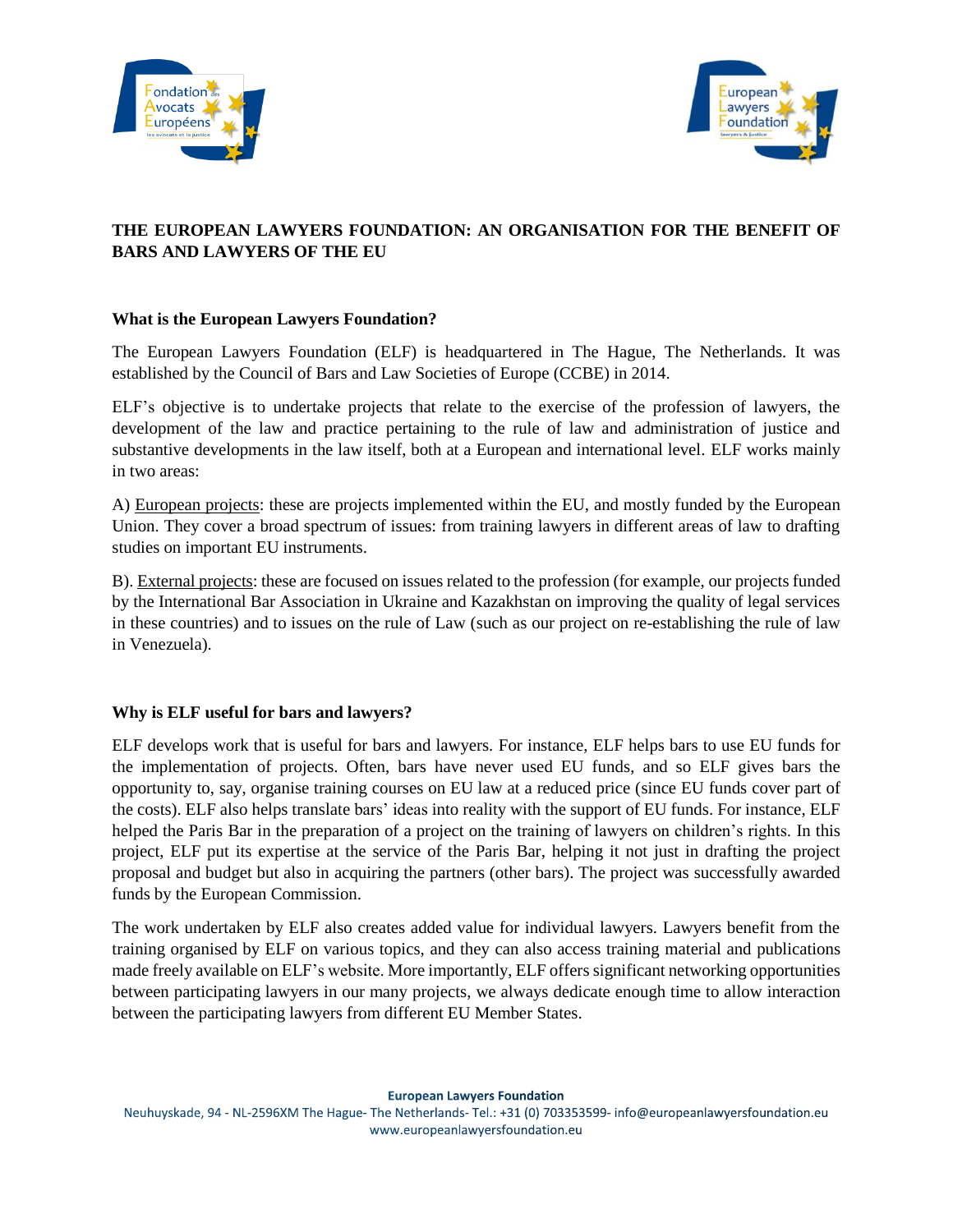# THE EUROPEAN LAWYERS FOUNDATION: AN ORGANISATION FOR THE BENEFIT OF BARS AND LAWYERS OF THE EU

## What is the European Lawyers Foundation?

The European Lawyers Foundation (ELF) is headquartered in The Hague, The Netherlands. It was established by the Council of Bars and Law Societies of Europe (CCBE) in 2014.

ELF's objective is to undertake projects that relate to the exercise of the profession of lawyers, the development of the law and practice pertaining to the rule of law and administration of justice and substantive developments in the law itself, both at a European and international level. ELF works mainly in two areas:

A) European projects: these are projects implemented within the EU, and mostly funded by the European Union. They cover a broad spectrum of issues: from training lawyers in different areas of law to drafting studies on important EU instruments.

B). External projects: these are focused on issues related to the profession (for example, our projects funded by the International Bar Association in Ukraine and Kazakhstan on improving the quality of legal services in these countries) and to issues on the rule of Law (such as our project on re-establishing the rule of law in Venezuela).

## Why is ELF useful for bars and lawyers?

ELF develops work that is useful for bars and lawyers. For instance, ELF helps bars to use EU funds for the implementation of projects. Often, bars have never used EU funds, and so ELF gives bars the opportunity to, say, organise training courses on EU law at a reduced price (since EU funds cover part of the costs). ELF also helps translate bars' ideas into reality with the support of EU funds. For instance, ELF helped the Paris Bar in the preparation of a project on the training of lawyers on children's rights. In this project, ELF put its expertise at the service of the Paris Bar, helping it not just in drafting the project proposal and budget but also in acquiring the partners (other bars). The project was successfully awarded funds by the European Commission.

The work undertaken by ELF also creates added value for individual lawyers. Lawyers benefit from the training organised by ELF on various topics, and they can also access training material and publications made freely available on ELF's website. More importantly, ELF offers significant networking opportunities between participating lawyers in our many projects, we always dedicate enough time to allow interaction between the participating lawyers from different EU Member States.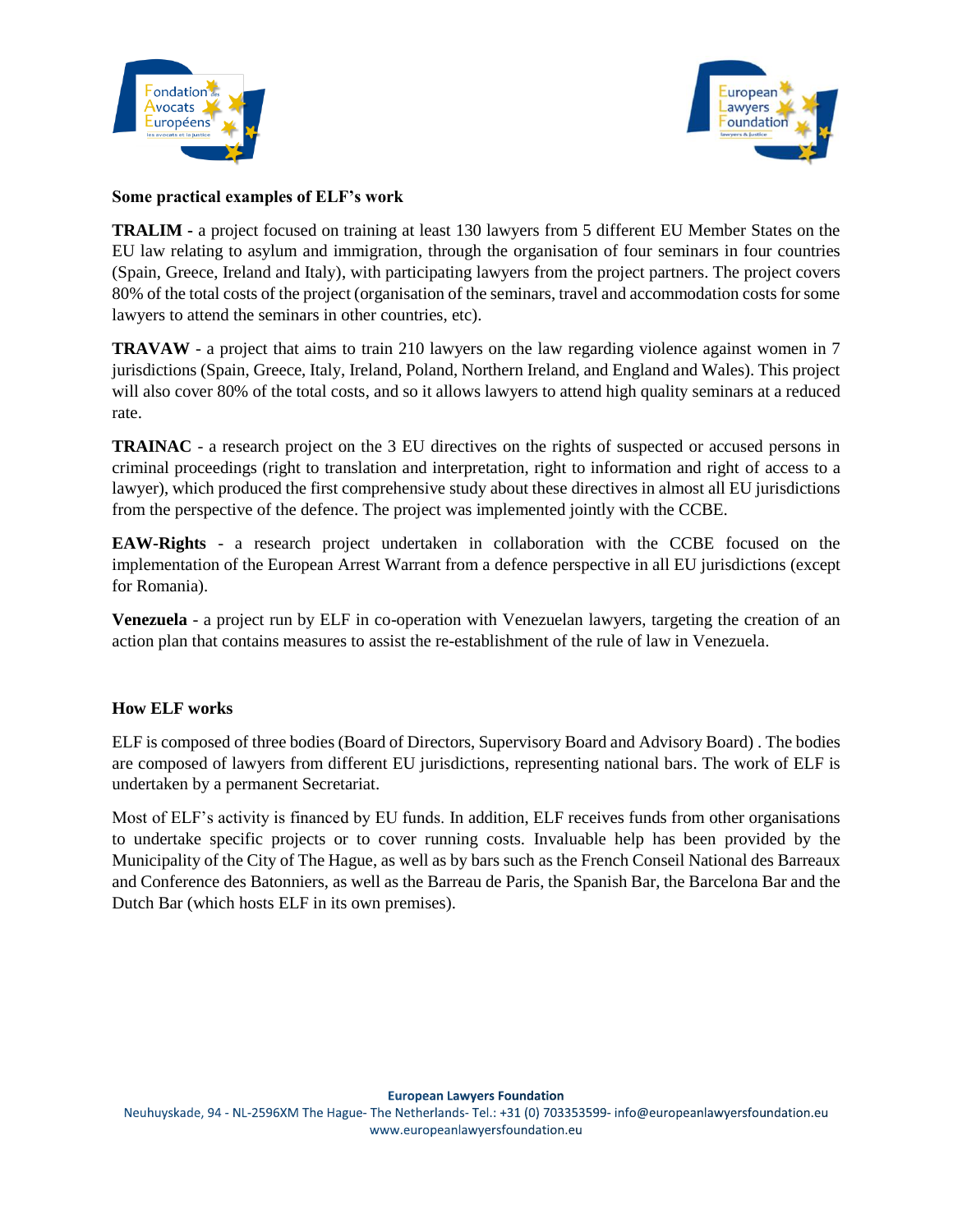**Some practical examples of ELF's work**

**TRALIM -** a project focused on training at least 130 lawyers from 5 different EU Member States on the EU law relating to asylum and immigration, through the organisation of four seminars in four countries (Spain, Greece, Ireland and Italy), with participating lawyers from the project partners. The project covers 80% of the total costs of the project (organisation of the seminars, travel and accommodation costs for some lawyers to attend the seminars in other countries, etc).

**TRAVAW** - a project that aims to train 210 lawyers on the law regarding violence against women in 7 jurisdictions (Spain, Greece, Italy, Ireland, Poland, Northern Ireland, and England and Wales). This project will also cover 80% of the total costs, and so it allows lawyers to attend high quality seminars at a reduced rate.

**TRAINAC** - a research project on the 3 EU directives on the rights of suspected or accused persons in criminal proceedings (right to translation and interpretation, right to information and right of access to a lawyer), which produced the first comprehensive study about these directives in almost all EU jurisdictions from the perspective of the defence. The project was implemented jointly with the CCBE.

**EAW-Rights** - a research project undertaken in collaboration with the CCBE focused on the implementation of the European Arrest Warrant from a defence perspective in all EU jurisdictions (except for Romania).

**Venezuela** - a project run by ELF in co-operation with Venezuelan lawyers, targeting the creation of an action plan that contains measures to assist the re-establishment of the rule of law in Venezuela.

**How ELF works**

ELF is composed of three bodies (Board of Directors, Supervisory Board and Advisory Board) . The bodies are composed of lawyers from different EU jurisdictions, representing national bars. The work of ELF is undertaken by a permanent Secretariat.

Most of ELF's activity is financed by EU funds. In addition, ELF receives funds from other organisations to undertake specific projects or to cover running costs. Invaluable help has been provided by the Municipality of the City of The Hague, as well as by bars such as the French Conseil National des Barreaux and Conference des Batonniers, as well as the Barreau de Paris, the Spanish Bar, the Barcelona Bar and the Dutch Bar (which hosts ELF in its own premises).